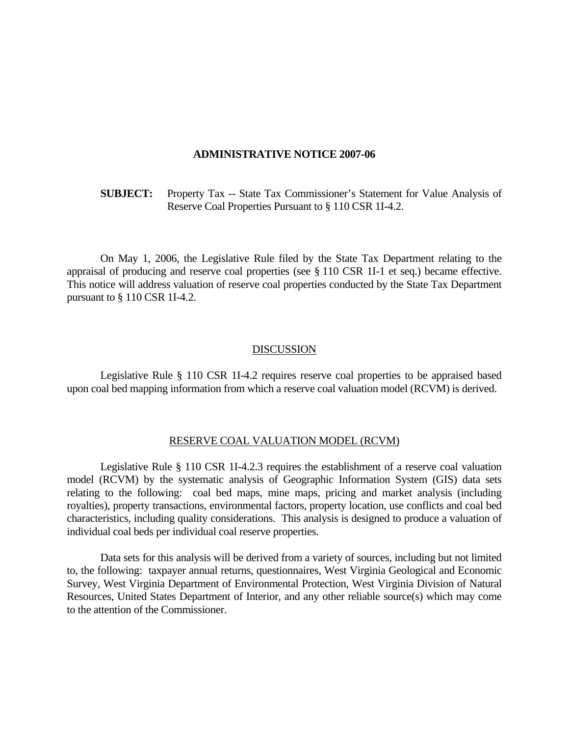# ADMINISTRATIVE NOTICE 2007-06

**SUBJECT:** Property Tax -- State Tax Commissioner's Statement for Value Analysis of Reserve Coal Properties Pursuant to § 110 CSR 1I-4.2.

On May 1, 2006, the Legislative Rule filed by the State Tax Department relating to the appraisal of producing and reserve coal properties (see § 110 CSR 1I-1 et seq.) became effective. This notice will address valuation of reserve coal properties conducted by the State Tax Department pursuant to § 110 CSR 1I-4.2.

## DISCUSSION

Legislative Rule § 110 CSR 1I-4.2 requires reserve coal properties to be appraised based upon coal bed mapping information from which a reserve coal valuation model (RCVM) is derived.

## RESERVE COAL VALUATION MODEL (RCVM)

Legislative Rule § 110 CSR 1I-4.2.3 requires the establishment of a reserve coal valuation model (RCVM) by the systematic analysis of Geographic Information System (GIS) data sets relating to the following: coal bed maps, mine maps, pricing and market analysis (including royalties), property transactions, environmental factors, property location, use conflicts and coal bed characteristics, including quality considerations. This analysis is designed to produce a valuation of individual coal beds per individual coal reserve properties.

Data sets for this analysis will be derived from a variety of sources, including but not limited to, the following: taxpayer annual returns, questionnaires, West Virginia Geological and Economic Survey, West Virginia Department of Environmental Protection, West Virginia Division of Natural Resources, United States Department of Interior, and any other reliable source(s) which may come to the attention of the Commissioner.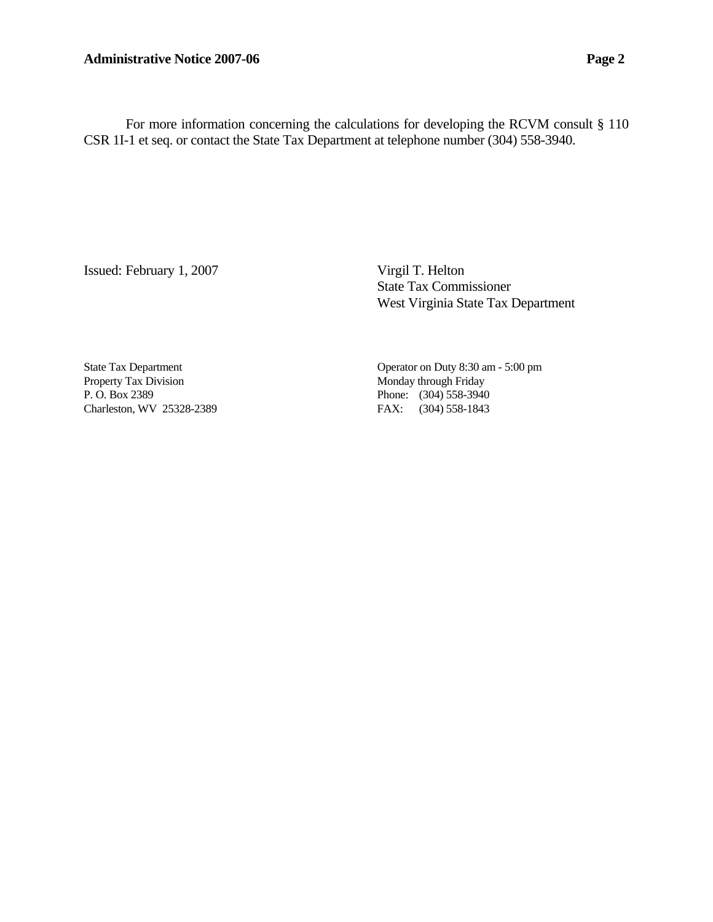For more information concerning the calculations for developing the RCVM consult § 110 CSR 1I-1 et seq. or contact the State Tax Department at telephone number (304) 558-3940.

Issued: February 1, 2007

Virgil T. Helton
State Tax Commissioner
West Virginia State Tax Department

State Tax Department
Property Tax Division
P. O. Box 2389
Charleston, WV 25328-2389

Operator on Duty 8:30 am - 5:00 pm
Monday through Friday
Phone: (304) 558-3940
FAX: (304) 558-1843